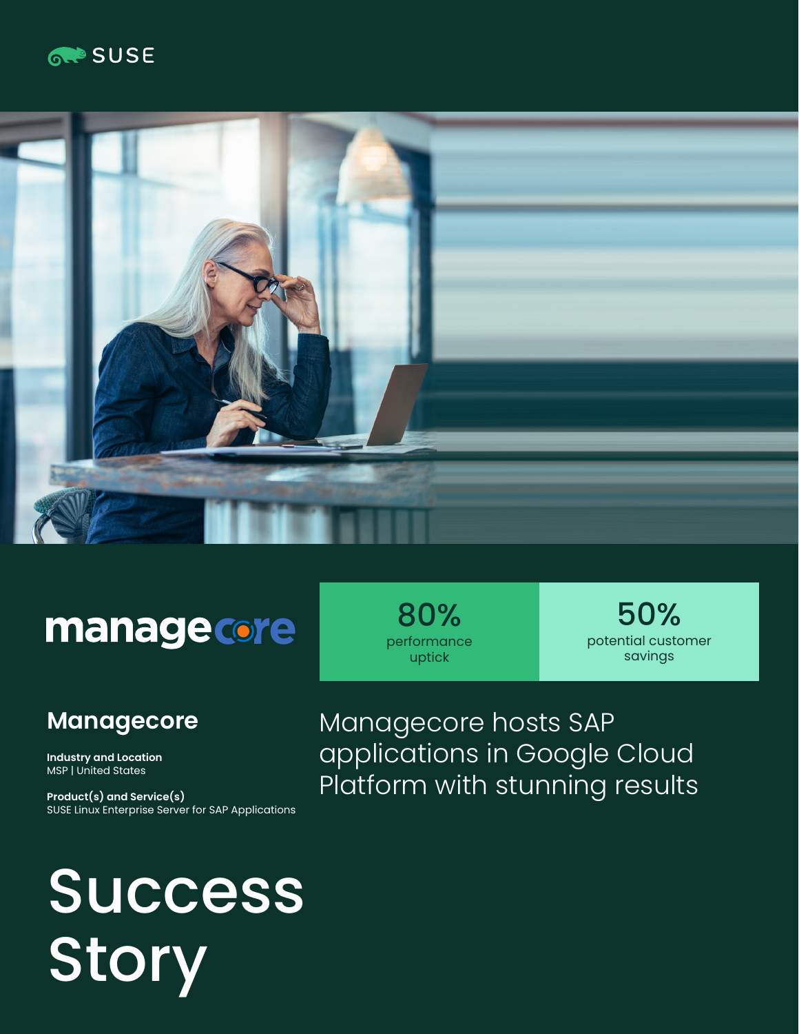SUSE

managecore

80%
performance uptick

50%
potential customer savings

## Managecore

**Industry and Location**
MSP | United States

**Product(s) and Service(s)**
SUSE Linux Enterprise Server for SAP Applications

Managecore hosts SAP applications in Google Cloud Platform with stunning results

# Success Story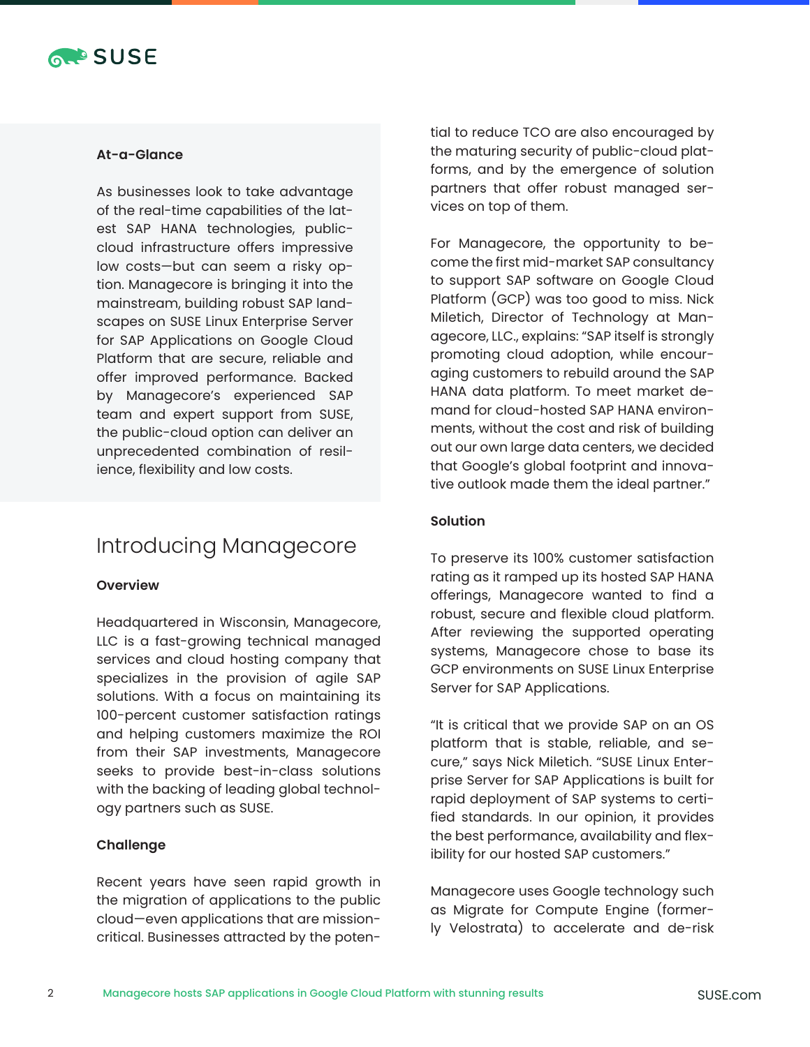**At-a-Glance**

As businesses look to take advantage of the real-time capabilities of the latest SAP HANA technologies, public-cloud infrastructure offers impressive low costs—but can seem a risky option. Managecore is bringing it into the mainstream, building robust SAP landscapes on SUSE Linux Enterprise Server for SAP Applications on Google Cloud Platform that are secure, reliable and offer improved performance. Backed by Managecore's experienced SAP team and expert support from SUSE, the public-cloud option can deliver an unprecedented combination of resilience, flexibility and low costs.

# Introducing Managecore

**Overview**

Headquartered in Wisconsin, Managecore, LLC is a fast-growing technical managed services and cloud hosting company that specializes in the provision of agile SAP solutions. With a focus on maintaining its 100-percent customer satisfaction ratings and helping customers maximize the ROI from their SAP investments, Managecore seeks to provide best-in-class solutions with the backing of leading global technology partners such as SUSE.

**Challenge**

Recent years have seen rapid growth in the migration of applications to the public cloud—even applications that are mission-critical. Businesses attracted by the potential to reduce TCO are also encouraged by the maturing security of public-cloud platforms, and by the emergence of solution partners that offer robust managed services on top of them.

For Managecore, the opportunity to become the first mid-market SAP consultancy to support SAP software on Google Cloud Platform (GCP) was too good to miss. Nick Miletich, Director of Technology at Managecore, LLC., explains: "SAP itself is strongly promoting cloud adoption, while encouraging customers to rebuild around the SAP HANA data platform. To meet market demand for cloud-hosted SAP HANA environments, without the cost and risk of building out our own large data centers, we decided that Google's global footprint and innovative outlook made them the ideal partner."

**Solution**

To preserve its 100% customer satisfaction rating as it ramped up its hosted SAP HANA offerings, Managecore wanted to find a robust, secure and flexible cloud platform. After reviewing the supported operating systems, Managecore chose to base its GCP environments on SUSE Linux Enterprise Server for SAP Applications.

"It is critical that we provide SAP on an OS platform that is stable, reliable, and secure," says Nick Miletich. "SUSE Linux Enterprise Server for SAP Applications is built for rapid deployment of SAP systems to certified standards. In our opinion, it provides the best performance, availability and flexibility for our hosted SAP customers."

Managecore uses Google technology such as Migrate for Compute Engine (formerly Velostrata) to accelerate and de-risk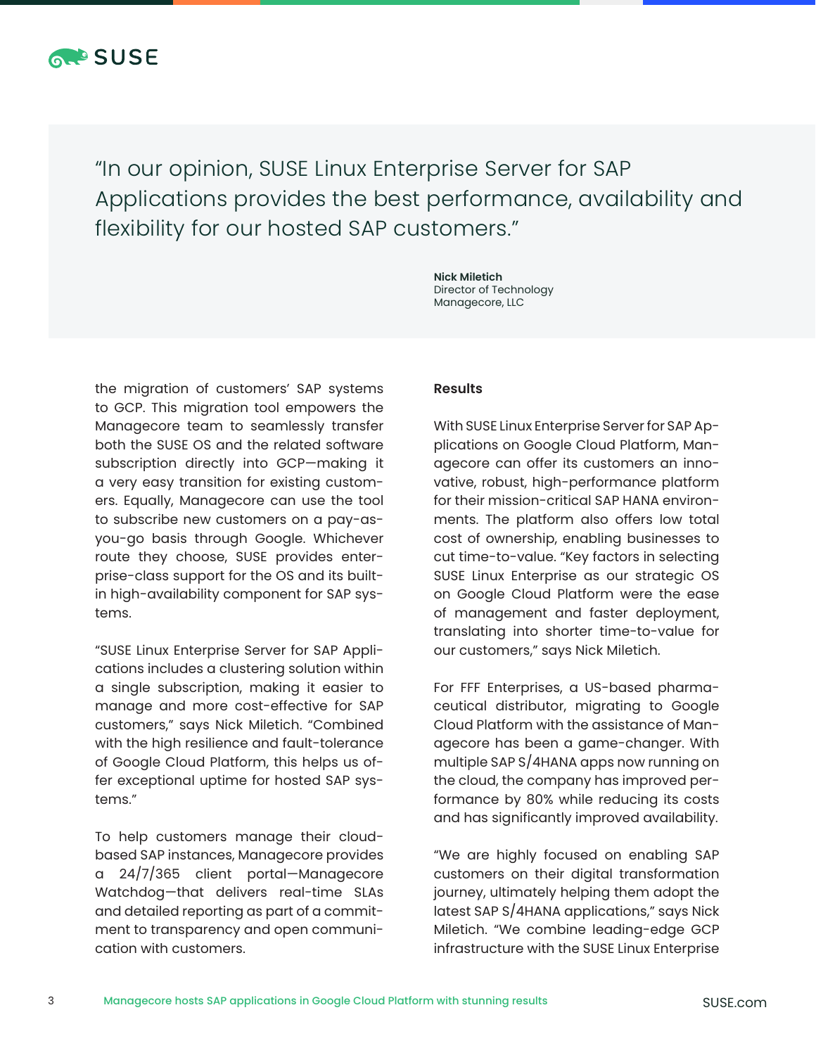> "In our opinion, SUSE Linux Enterprise Server for SAP Applications provides the best performance, availability and flexibility for our hosted SAP customers."
>
> **Nick Miletich**
> Director of Technology
> Managecore, LLC

the migration of customers' SAP systems to GCP. This migration tool empowers the Managecore team to seamlessly transfer both the SUSE OS and the related software subscription directly into GCP—making it a very easy transition for existing customers. Equally, Managecore can use the tool to subscribe new customers on a pay-as-you-go basis through Google. Whichever route they choose, SUSE provides enterprise-class support for the OS and its built-in high-availability component for SAP systems.

"SUSE Linux Enterprise Server for SAP Applications includes a clustering solution within a single subscription, making it easier to manage and more cost-effective for SAP customers," says Nick Miletich. "Combined with the high resilience and fault-tolerance of Google Cloud Platform, this helps us offer exceptional uptime for hosted SAP systems."

To help customers manage their cloud-based SAP instances, Managecore provides a 24/7/365 client portal—Managecore Watchdog—that delivers real-time SLAs and detailed reporting as part of a commitment to transparency and open communication with customers.

**Results**

With SUSE Linux Enterprise Server for SAP Applications on Google Cloud Platform, Managecore can offer its customers an innovative, robust, high-performance platform for their mission-critical SAP HANA environments. The platform also offers low total cost of ownership, enabling businesses to cut time-to-value. "Key factors in selecting SUSE Linux Enterprise as our strategic OS on Google Cloud Platform were the ease of management and faster deployment, translating into shorter time-to-value for our customers," says Nick Miletich.

For FFF Enterprises, a US-based pharmaceutical distributor, migrating to Google Cloud Platform with the assistance of Managecore has been a game-changer. With multiple SAP S/4HANA apps now running on the cloud, the company has improved performance by 80% while reducing its costs and has significantly improved availability.

"We are highly focused on enabling SAP customers on their digital transformation journey, ultimately helping them adopt the latest SAP S/4HANA applications," says Nick Miletich. "We combine leading-edge GCP infrastructure with the SUSE Linux Enterprise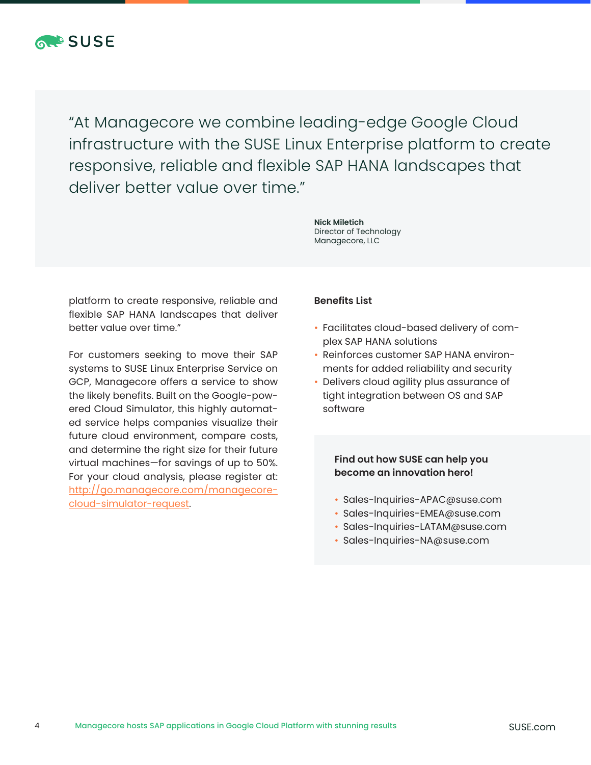"At Managecore we combine leading-edge Google Cloud infrastructure with the SUSE Linux Enterprise platform to create responsive, reliable and flexible SAP HANA landscapes that deliver better value over time."

**Nick Miletich**
Director of Technology
Managecore, LLC

platform to create responsive, reliable and flexible SAP HANA landscapes that deliver better value over time."

For customers seeking to move their SAP systems to SUSE Linux Enterprise Service on GCP, Managecore offers a service to show the likely benefits. Built on the Google-powered Cloud Simulator, this highly automated service helps companies visualize their future cloud environment, compare costs, and determine the right size for their future virtual machines—for savings of up to 50%. For your cloud analysis, please register at: [http://go.managecore.com/managecore-cloud-simulator-request](http://go.managecore.com/managecore-cloud-simulator-request).

**Benefits List**

- Facilitates cloud-based delivery of complex SAP HANA solutions
- Reinforces customer SAP HANA environments for added reliability and security
- Delivers cloud agility plus assurance of tight integration between OS and SAP software

**Find out how SUSE can help you become an innovation hero!**

- Sales-Inquiries-APAC@suse.com
- Sales-Inquiries-EMEA@suse.com
- Sales-Inquiries-LATAM@suse.com
- Sales-Inquiries-NA@suse.com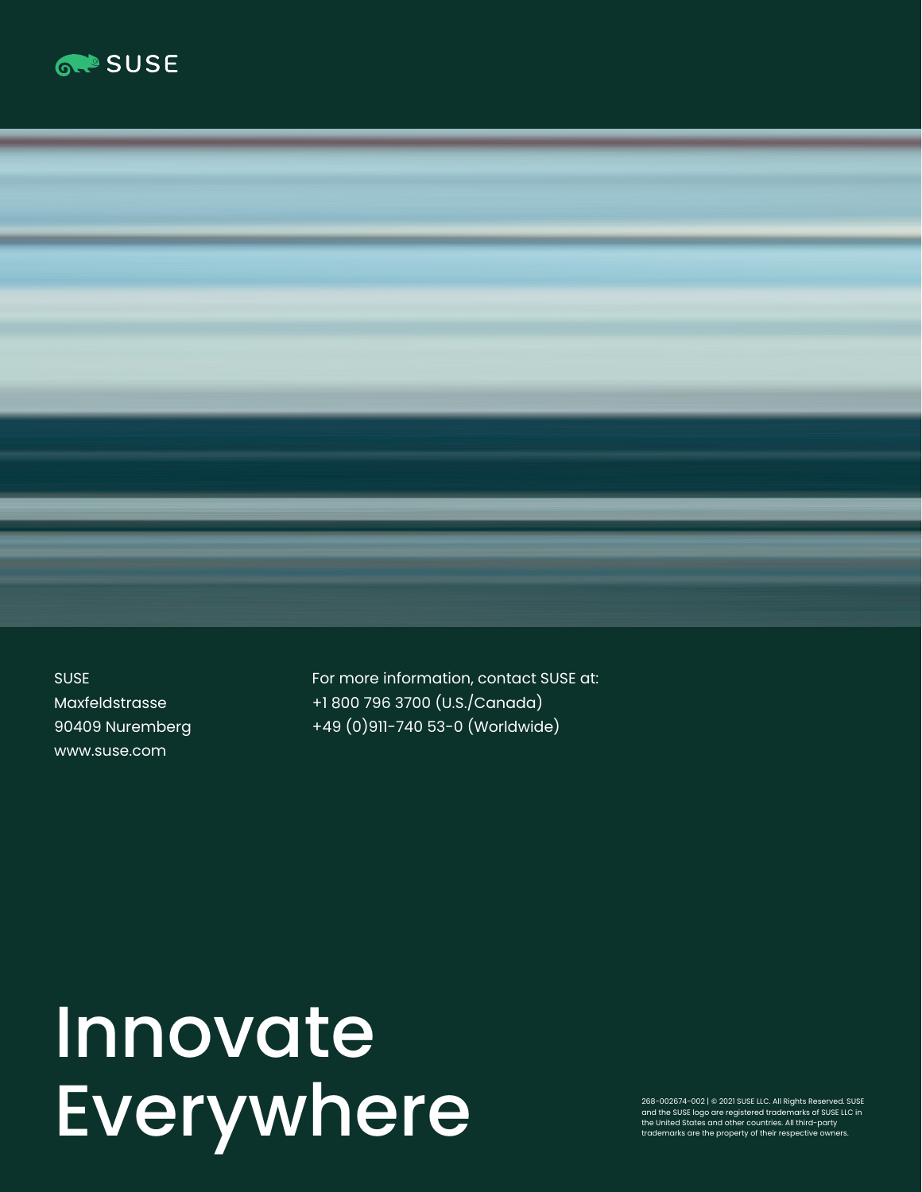SUSE

SUSE
Maxfeldstrasse
90409 Nuremberg
www.suse.com

For more information, contact SUSE at:
+1 800 796 3700 (U.S./Canada)
+49 (0)911-740 53-0 (Worldwide)

# Innovate Everywhere

268-002674-002 | © 2021 SUSE LLC. All Rights Reserved. SUSE and the SUSE logo are registered trademarks of SUSE LLC in the United States and other countries. All third-party trademarks are the property of their respective owners.